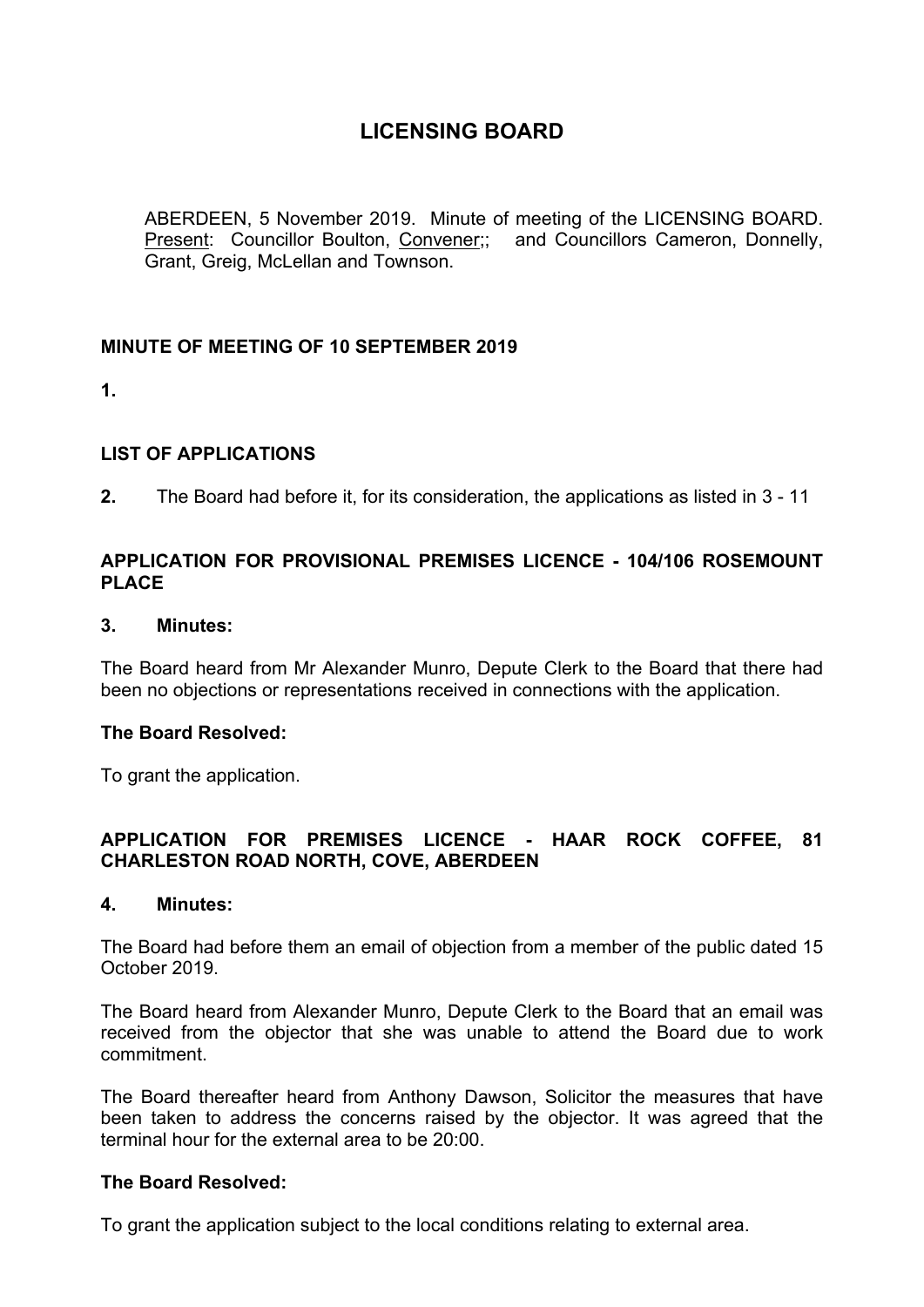# LICENSING BOARD

ABERDEEN, 5 November 2019. Minute of meeting of the LICENSING BOARD. Present: Councillor Boulton, Convener;; and Councillors Cameron, Donnelly, Grant, Greig, McLellan and Townson.

## MINUTE OF MEETING OF 10 SEPTEMBER 2019

**1.**

## LIST OF APPLICATIONS

**2.** The Board had before it, for its consideration, the applications as listed in 3 - 11

## APPLICATION FOR PROVISIONAL PREMISES LICENCE - 104/106 ROSEMOUNT PLACE

### 3. Minutes:

The Board heard from Mr Alexander Munro, Depute Clerk to the Board that there had been no objections or representations received in connections with the application.

**The Board Resolved:**

To grant the application.

## APPLICATION FOR PREMISES LICENCE - HAAR ROCK COFFEE, 81 CHARLESTON ROAD NORTH, COVE, ABERDEEN

### 4. Minutes:

The Board had before them an email of objection from a member of the public dated 15 October 2019.

The Board heard from Alexander Munro, Depute Clerk to the Board that an email was received from the objector that she was unable to attend the Board due to work commitment.

The Board thereafter heard from Anthony Dawson, Solicitor the measures that have been taken to address the concerns raised by the objector. It was agreed that the terminal hour for the external area to be 20:00.

**The Board Resolved:**

To grant the application subject to the local conditions relating to external area.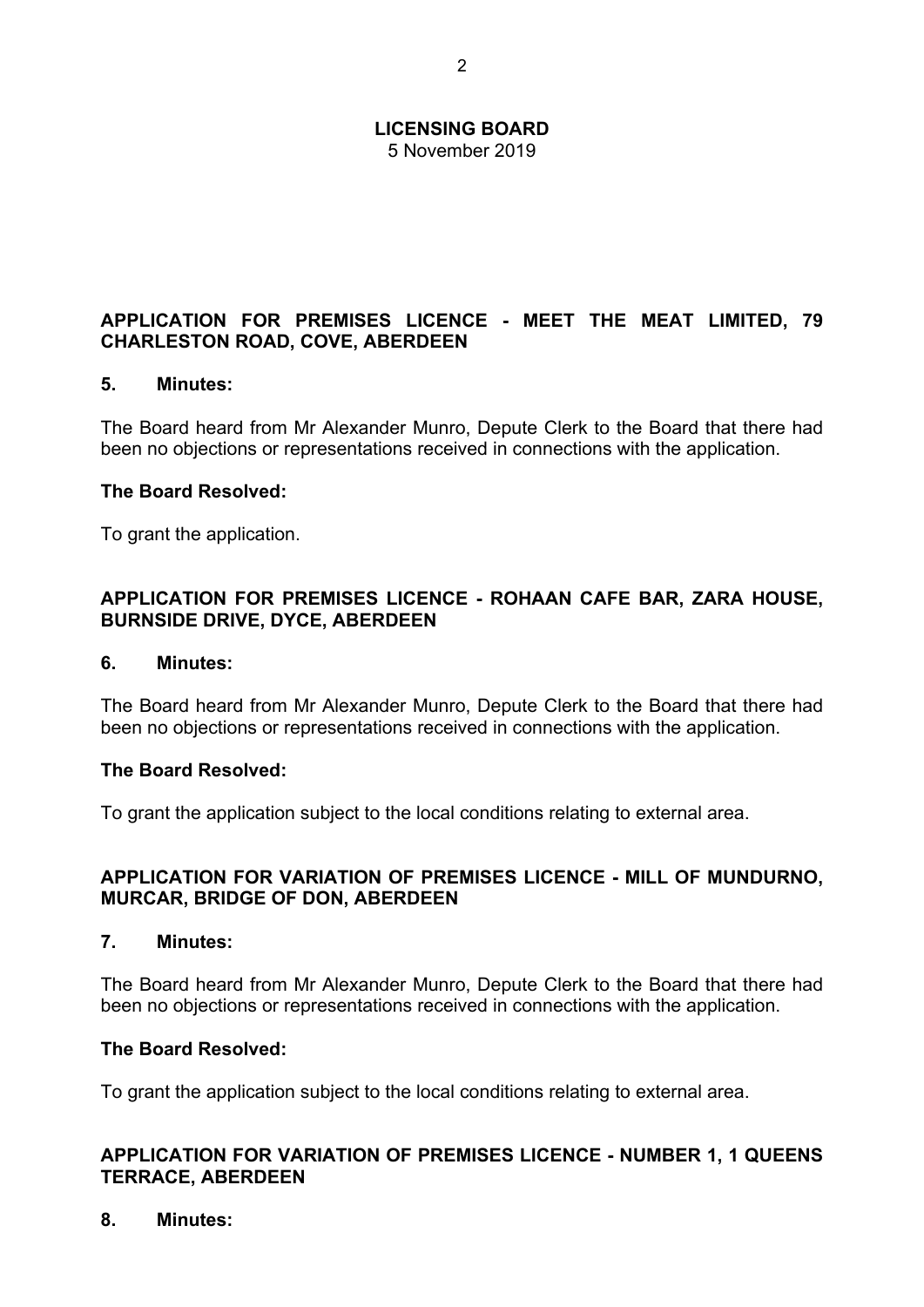### APPLICATION FOR PREMISES LICENCE - MEET THE MEAT LIMITED, 79 CHARLESTON ROAD, COVE, ABERDEEN

**5. Minutes:**

The Board heard from Mr Alexander Munro, Depute Clerk to the Board that there had been no objections or representations received in connections with the application.

**The Board Resolved:**

To grant the application.

### APPLICATION FOR PREMISES LICENCE - ROHAAN CAFE BAR, ZARA HOUSE, BURNSIDE DRIVE, DYCE, ABERDEEN

**6. Minutes:**

The Board heard from Mr Alexander Munro, Depute Clerk to the Board that there had been no objections or representations received in connections with the application.

**The Board Resolved:**

To grant the application subject to the local conditions relating to external area.

### APPLICATION FOR VARIATION OF PREMISES LICENCE - MILL OF MUNDURNO, MURCAR, BRIDGE OF DON, ABERDEEN

**7. Minutes:**

The Board heard from Mr Alexander Munro, Depute Clerk to the Board that there had been no objections or representations received in connections with the application.

**The Board Resolved:**

To grant the application subject to the local conditions relating to external area.

### APPLICATION FOR VARIATION OF PREMISES LICENCE - NUMBER 1, 1 QUEENS TERRACE, ABERDEEN

**8. Minutes:**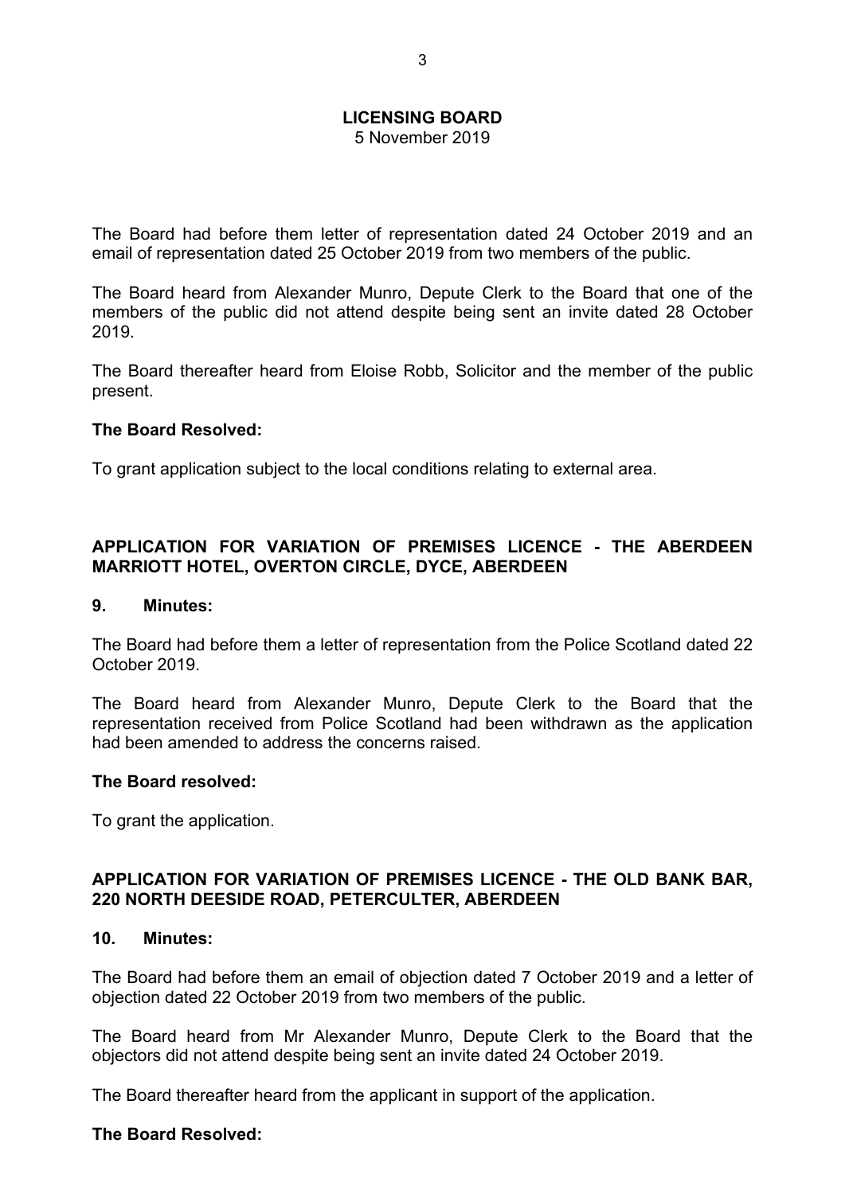**LICENSING BOARD**
5 November 2019

The Board had before them letter of representation dated 24 October 2019 and an email of representation dated 25 October 2019 from two members of the public.

The Board heard from Alexander Munro, Depute Clerk to the Board that one of the members of the public did not attend despite being sent an invite dated 28 October 2019.

The Board thereafter heard from Eloise Robb, Solicitor and the member of the public present.

**The Board Resolved:**

To grant application subject to the local conditions relating to external area.

## APPLICATION FOR VARIATION OF PREMISES LICENCE - THE ABERDEEN MARRIOTT HOTEL, OVERTON CIRCLE, DYCE, ABERDEEN

### 9. Minutes:

The Board had before them a letter of representation from the Police Scotland dated 22 October 2019.

The Board heard from Alexander Munro, Depute Clerk to the Board that the representation received from Police Scotland had been withdrawn as the application had been amended to address the concerns raised.

**The Board resolved:**

To grant the application.

## APPLICATION FOR VARIATION OF PREMISES LICENCE - THE OLD BANK BAR, 220 NORTH DEESIDE ROAD, PETERCULTER, ABERDEEN

### 10. Minutes:

The Board had before them an email of objection dated 7 October 2019 and a letter of objection dated 22 October 2019 from two members of the public.

The Board heard from Mr Alexander Munro, Depute Clerk to the Board that the objectors did not attend despite being sent an invite dated 24 October 2019.

The Board thereafter heard from the applicant in support of the application.

**The Board Resolved:**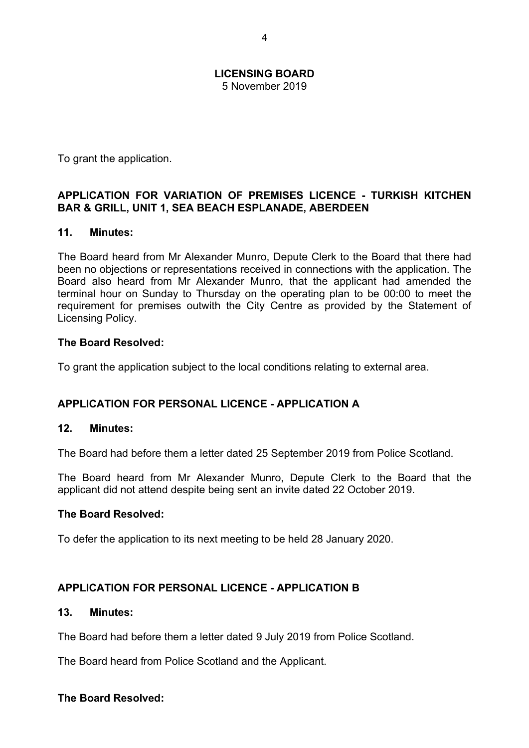To grant the application.

**APPLICATION FOR VARIATION OF PREMISES LICENCE - TURKISH KITCHEN BAR & GRILL, UNIT 1, SEA BEACH ESPLANADE, ABERDEEN**

**11. Minutes:**

The Board heard from Mr Alexander Munro, Depute Clerk to the Board that there had been no objections or representations received in connections with the application. The Board also heard from Mr Alexander Munro, that the applicant had amended the terminal hour on Sunday to Thursday on the operating plan to be 00:00 to meet the requirement for premises outwith the City Centre as provided by the Statement of Licensing Policy.

**The Board Resolved:**

To grant the application subject to the local conditions relating to external area.

**APPLICATION FOR PERSONAL LICENCE - APPLICATION A**

**12. Minutes:**

The Board had before them a letter dated 25 September 2019 from Police Scotland.

The Board heard from Mr Alexander Munro, Depute Clerk to the Board that the applicant did not attend despite being sent an invite dated 22 October 2019.

**The Board Resolved:**

To defer the application to its next meeting to be held 28 January 2020.

**APPLICATION FOR PERSONAL LICENCE - APPLICATION B**

**13. Minutes:**

The Board had before them a letter dated 9 July 2019 from Police Scotland.

The Board heard from Police Scotland and the Applicant.

**The Board Resolved:**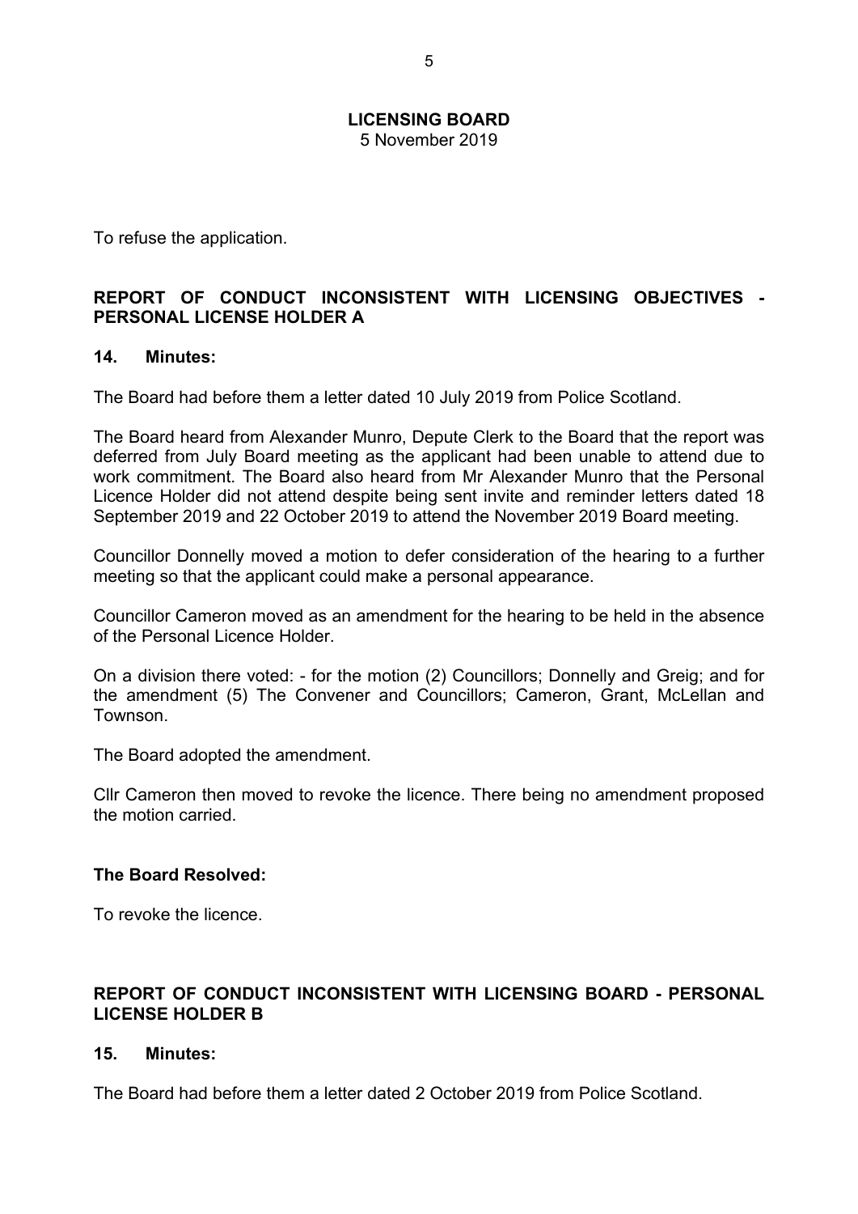To refuse the application.

## REPORT OF CONDUCT INCONSISTENT WITH LICENSING OBJECTIVES - PERSONAL LICENSE HOLDER A

### 14. Minutes:

The Board had before them a letter dated 10 July 2019 from Police Scotland.

The Board heard from Alexander Munro, Depute Clerk to the Board that the report was deferred from July Board meeting as the applicant had been unable to attend due to work commitment. The Board also heard from Mr Alexander Munro that the Personal Licence Holder did not attend despite being sent invite and reminder letters dated 18 September 2019 and 22 October 2019 to attend the November 2019 Board meeting.

Councillor Donnelly moved a motion to defer consideration of the hearing to a further meeting so that the applicant could make a personal appearance.

Councillor Cameron moved as an amendment for the hearing to be held in the absence of the Personal Licence Holder.

On a division there voted: - for the motion (2) Councillors; Donnelly and Greig; and for the amendment (5) The Convener and Councillors; Cameron, Grant, McLellan and Townson.

The Board adopted the amendment.

Cllr Cameron then moved to revoke the licence. There being no amendment proposed the motion carried.

**The Board Resolved:**

To revoke the licence.

## REPORT OF CONDUCT INCONSISTENT WITH LICENSING BOARD - PERSONAL LICENSE HOLDER B

### 15. Minutes:

The Board had before them a letter dated 2 October 2019 from Police Scotland.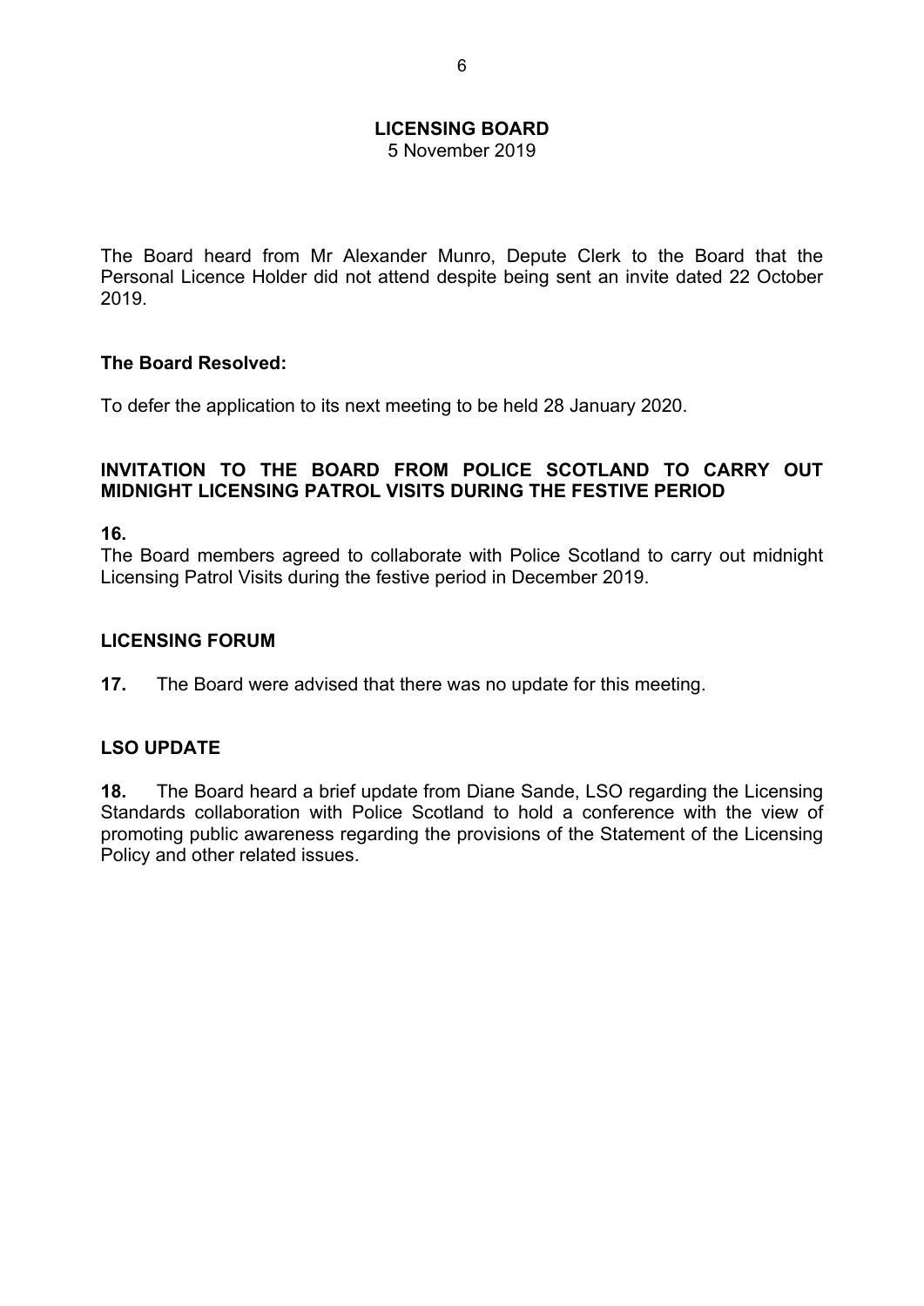The Board heard from Mr Alexander Munro, Depute Clerk to the Board that the Personal Licence Holder did not attend despite being sent an invite dated 22 October 2019.

**The Board Resolved:**

To defer the application to its next meeting to be held 28 January 2020.

## INVITATION TO THE BOARD FROM POLICE SCOTLAND TO CARRY OUT MIDNIGHT LICENSING PATROL VISITS DURING THE FESTIVE PERIOD

**16.**
The Board members agreed to collaborate with Police Scotland to carry out midnight Licensing Patrol Visits during the festive period in December 2019.

## LICENSING FORUM

**17.** The Board were advised that there was no update for this meeting.

## LSO UPDATE

**18.** The Board heard a brief update from Diane Sande, LSO regarding the Licensing Standards collaboration with Police Scotland to hold a conference with the view of promoting public awareness regarding the provisions of the Statement of the Licensing Policy and other related issues.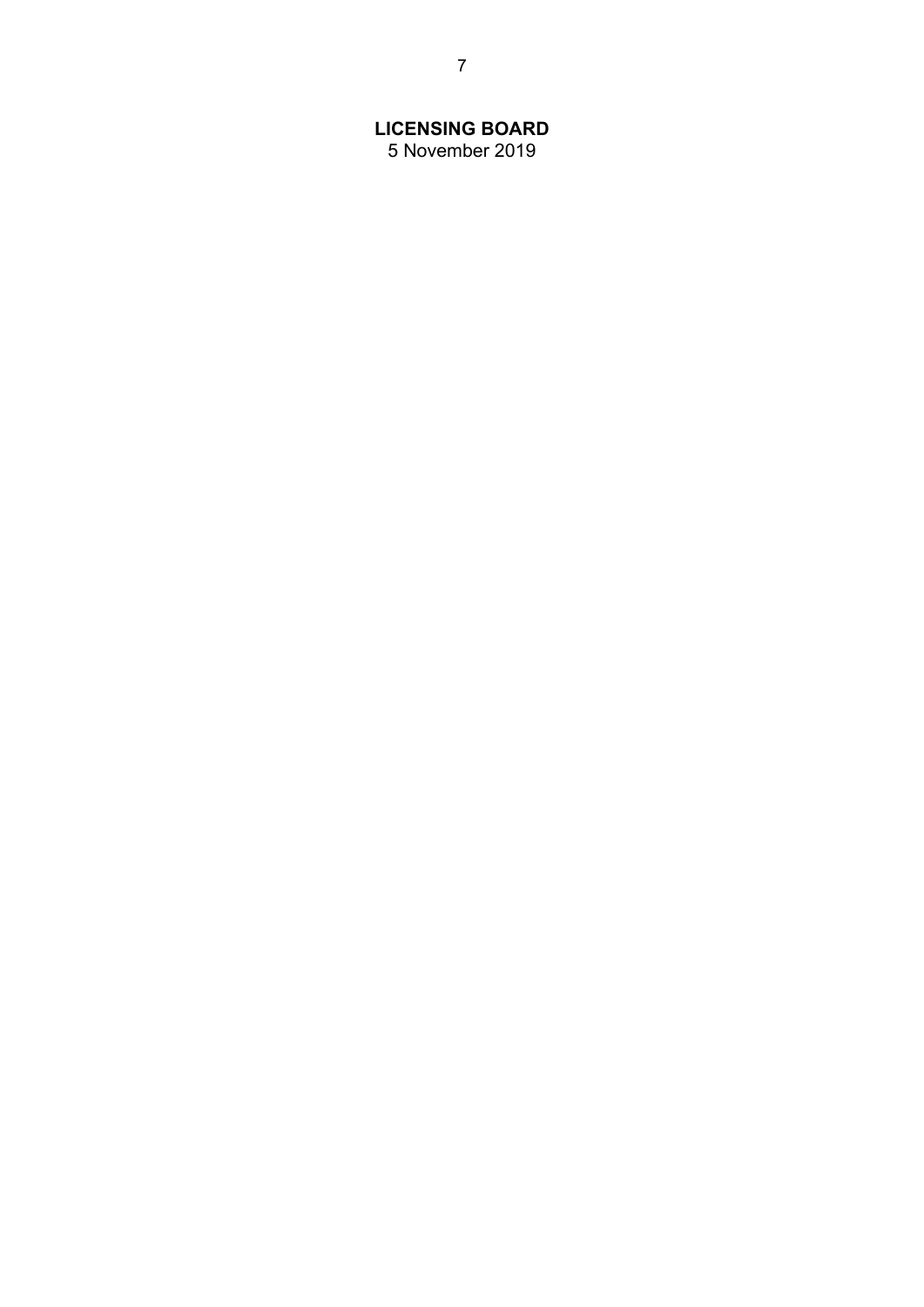**LICENSING BOARD**
5 November 2019